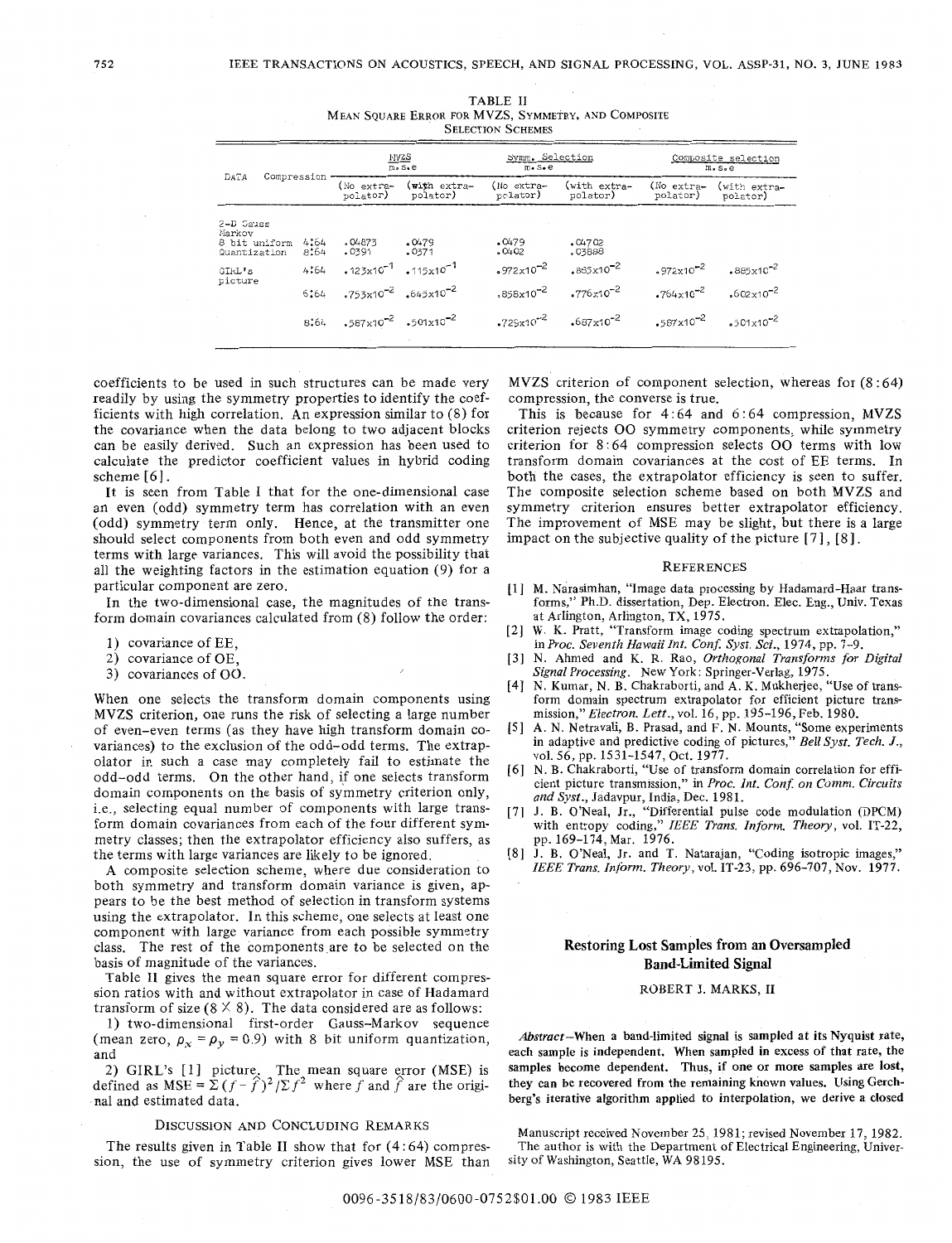TABLE II
MEAN SQUARE ERROR FOR MVZS, SYMMETRY, AND COMPOSITE SELECTION SCHEMES

| DATA | Compression | MVZS m.s.e (No extrapolator) | MVZS m.s.e (with extrapolator) | Symm. Selection m.s.e (No extrapolator) | Symm. Selection m.s.e (with extrapolator) | Composite selection m.s.e (No extrapolator) | Composite selection m.s.e (with extrapolator) |
|---|---|---|---|---|---|---|---|
| 2-D Gauss Markov 8 bit uniform Quantization | 4:64 | .04873 | .0479 | .0479 | .04702 | | |
| | 8:64 | .0391 | .0371 | .0402 | .03888 | | |
| GIRL's picture | 4:64 | $.123\times10^{-1}$ | $.115\times10^{-1}$ | $.972\times10^{-2}$ | $.885\times10^{-2}$ | $.972\times10^{-2}$ | $.885\times10^{-2}$ |
| | 6:64 | $.753\times10^{-2}$ | $.645\times10^{-2}$ | $.858\times10^{-2}$ | $.776\times10^{-2}$ | $.764\times10^{-2}$ | $.602\times10^{-2}$ |
| | 8:64 | $.587\times10^{-2}$ | $.501\times10^{-2}$ | $.729\times10^{-2}$ | $.687\times10^{-2}$ | $.587\times10^{-2}$ | $.501\times10^{-2}$ |

coefficients to be used in such structures can be made very readily by using the symmetry properties to identify the coefficients with high correlation. An expression similar to (8) for the covariance when the data belong to two adjacent blocks can be easily derived. Such an expression has been used to calculate the predictor coefficient values in hybrid coding scheme [6].

It is seen from Table I that for the one-dimensional case an even (odd) symmetry term has correlation with an even (odd) symmetry term only. Hence, at the transmitter one should select components from both even and odd symmetry terms with large variances. This will avoid the possibility that all the weighting factors in the estimation equation (9) for a particular component are zero.

In the two-dimensional case, the magnitudes of the transform domain covariances calculated from (8) follow the order:

1) covariance of EE,
2) covariance of OE,
3) covariances of OO.

When one selects the transform domain components using MVZS criterion, one runs the risk of selecting a large number of even-even terms (as they have high transform domain covariances) to the exclusion of the odd-odd terms. The extrapolator in such a case may completely fail to estimate the odd-odd terms. On the other hand, if one selects transform domain components on the basis of symmetry criterion only, i.e., selecting equal number of components with large transform domain covariances from each of the four different symmetry classes; then the extrapolator efficiency also suffers, as the terms with large variances are likely to be ignored.

A composite selection scheme, where due consideration to both symmetry and transform domain variance is given, appears to be the best method of selection in transform systems using the extrapolator. In this scheme, one selects at least one component with large variance from each possible symmetry class. The rest of the components are to be selected on the basis of magnitude of the variances.

Table II gives the mean square error for different compression ratios with and without extrapolator in case of Hadamard transform of size ($8 \times 8$). The data considered are as follows:

1) two-dimensional first-order Gauss-Markov sequence (mean zero, $\rho_x = \rho_y = 0.9$) with 8 bit uniform quantization, and

2) GIRL's [1] picture. The mean square error (MSE) is defined as $\text{MSE} = \Sigma(f - \hat{f})^2/\Sigma f^2$ where $f$ and $\hat{f}$ are the original and estimated data.

## DISCUSSION AND CONCLUDING REMARKS

The results given in Table II show that for (4:64) compression, the use of symmetry criterion gives lower MSE than MVZS criterion of component selection, whereas for (8:64) compression, the converse is true.

This is because for 4:64 and 6:64 compression, MVZS criterion rejects OO symmetry components, while symmetry criterion for 8:64 compression selects OO terms with low transform domain covariances at the cost of EE terms. In both the cases, the extrapolator efficiency is seen to suffer. The composite selection scheme based on both MVZS and symmetry criterion ensures better extrapolator efficiency. The improvement of MSE may be slight, but there is a large impact on the subjective quality of the picture [7], [8].

## REFERENCES

[1] M. Narasimhan, "Image data processing by Hadamard-Haar transforms," Ph.D. dissertation, Dep. Electron. Elec. Eng., Univ. Texas at Arlington, Arlington, TX, 1975.

[2] W. K. Pratt, "Transform image coding spectrum extrapolation," in *Proc. Seventh Hawaii Int. Conf. Syst. Sci.*, 1974, pp. 7-9.

[3] N. Ahmed and K. R. Rao, *Orthogonal Transforms for Digital Signal Processing*. New York: Springer-Verlag, 1975.

[4] N. Kumar, N. B. Chakraborti, and A. K. Mukherjee, "Use of transform domain spectrum extrapolator for efficient picture transmission," *Electron. Lett.*, vol. 16, pp. 195-196, Feb. 1980.

[5] A. N. Netravali, B. Prasad, and F. N. Mounts, "Some experiments in adaptive and predictive coding of pictures," *Bell Syst. Tech. J.*, vol. 56, pp. 1531-1547, Oct. 1977.

[6] N. B. Chakraborti, "Use of transform domain correlation for efficient picture transmission," in *Proc. Int. Conf. on Comm. Circuits and Syst.*, Jadavpur, India, Dec. 1981.

[7] J. B. O'Neal, Jr., "Differential pulse code modulation (DPCM) with entropy coding," *IEEE Trans. Inform. Theory*, vol. IT-22, pp. 169-174, Mar. 1976.

[8] J. B. O'Neal, Jr. and T. Natarajan, "Coding isotropic images," *IEEE Trans. Inform. Theory*, vol. IT-23, pp. 696-707, Nov. 1977.

# Restoring Lost Samples from an Oversampled Band-Limited Signal

ROBERT J. MARKS, II

*Abstract*—When a band-limited signal is sampled at its Nyquist rate, each sample is independent. When sampled in excess of that rate, the samples become dependent. Thus, if one or more samples are lost, they can be recovered from the remaining known values. Using Gerchberg's iterative algorithm applied to interpolation, we derive a closed

Manuscript received November 25, 1981; revised November 17, 1982.

The author is with the Department of Electrical Engineering, University of Washington, Seattle, WA 98195.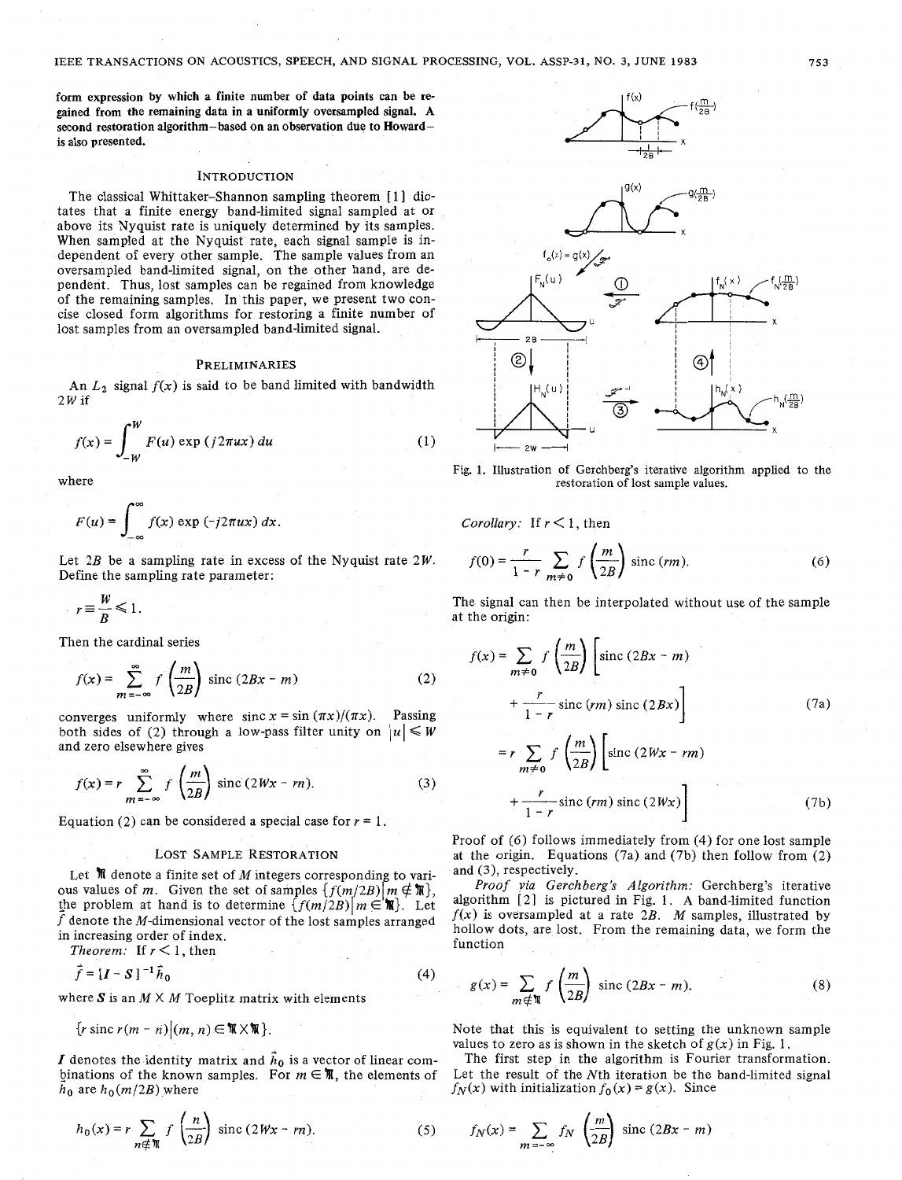form expression by which a finite number of data points can be regained from the remaining data in a uniformly oversampled signal. A second restoration algorithm–based on an observation due to Howard–is also presented.

## Introduction

The classical Whittaker-Shannon sampling theorem [1] dictates that a finite energy band-limited signal sampled at or above its Nyquist rate is uniquely determined by its samples. When sampled at the Nyquist rate, each signal sample is independent of every other sample. The sample values from an oversampled band-limited signal, on the other hand, are dependent. Thus, lost samples can be regained from knowledge of the remaining samples. In this paper, we present two concise closed form algorithms for restoring a finite number of lost samples from an oversampled band-limited signal.

## Preliminaries

An $L_2$ signal $f(x)$ is said to be band limited with bandwidth $2W$ if

$$f(x) = \int_{-W}^{W} F(u) \exp(j2\pi ux)\, du \tag{1}$$

where

$$F(u) = \int_{-\infty}^{\infty} f(x) \exp(-j2\pi ux)\, dx.$$

Let $2B$ be a sampling rate in excess of the Nyquist rate $2W$. Define the sampling rate parameter:

$$r \equiv \frac{W}{B} \leqslant 1.$$

Then the cardinal series

$$f(x) = \sum_{m=-\infty}^{\infty} f\left(\frac{m}{2B}\right) \operatorname{sinc}(2Bx - m) \tag{2}$$

converges uniformly where $\operatorname{sinc} x = \sin(\pi x)/(\pi x)$. Passing both sides of (2) through a low-pass filter unity on $|u| \leqslant W$ and zero elsewhere gives

$$f(x) = r \sum_{m=-\infty}^{\infty} f\left(\frac{m}{2B}\right) \operatorname{sinc}(2Wx - rm). \tag{3}$$

Equation (2) can be considered a special case for $r = 1$.

## Lost Sample Restoration

Let $\mathfrak{M}$ denote a finite set of $M$ integers corresponding to various values of $m$. Given the set of samples $\{f(m/2B) \mid m \notin \mathfrak{M}\}$, the problem at hand is to determine $\{f(m/2B) \mid m \in \mathfrak{M}\}$. Let $\vec{f}$ denote the $M$-dimensional vector of the lost samples arranged in increasing order of index.

*Theorem:* If $r < 1$, then

$$\vec{f} = [I - S]^{-1} \vec{h}_0 \tag{4}$$

where $S$ is an $M \times M$ Toeplitz matrix with elements

$$\{r \operatorname{sinc} r(m-n) \mid (m, n) \in \mathfrak{M} \times \mathfrak{M}\}.$$

$I$ denotes the identity matrix and $\vec{h}_0$ is a vector of linear combinations of the known samples. For $m \in \mathfrak{M}$, the elements of $\vec{h}_0$ are $h_0(m/2B)$ where

$$h_0(x) = r \sum_{n \notin \mathfrak{M}} f\left(\frac{n}{2B}\right) \operatorname{sinc}(2Wx - rn). \tag{5}$$

Fig. 1. Illustration of Gerchberg's iterative algorithm applied to the restoration of lost sample values.

*Corollary:* If $r < 1$, then

$$f(0) = \frac{r}{1-r} \sum_{m \neq 0} f\left(\frac{m}{2B}\right) \operatorname{sinc}(rm). \tag{6}$$

The signal can then be interpolated without use of the sample at the origin:

$$f(x) = \sum_{m \neq 0} f\left(\frac{m}{2B}\right) \left[\operatorname{sinc}(2Bx - m) + \frac{r}{1-r} \operatorname{sinc}(rm) \operatorname{sinc}(2Bx)\right] \tag{7a}$$

$$= r \sum_{m \neq 0} f\left(\frac{m}{2B}\right) \left[\operatorname{sinc}(2Wx - rm) + \frac{r}{1-r} \operatorname{sinc}(rm) \operatorname{sinc}(2Wx)\right] \tag{7b}$$

Proof of (6) follows immediately from (4) for one lost sample at the origin. Equations (7a) and (7b) then follow from (2) and (3), respectively.

*Proof via Gerchberg's Algorithm:* Gerchberg's iterative algorithm [2] is pictured in Fig. 1. A band-limited function $f(x)$ is oversampled at a rate $2B$. $M$ samples, illustrated by hollow dots, are lost. From the remaining data, we form the function

$$g(x) = \sum_{m \notin \mathfrak{M}} f\left(\frac{m}{2B}\right) \operatorname{sinc}(2Bx - m). \tag{8}$$

Note that this is equivalent to setting the unknown sample values to zero as is shown in the sketch of $g(x)$ in Fig. 1.

The first step in the algorithm is Fourier transformation. Let the result of the $N$th iteration be the band-limited signal $f_N(x)$ with initialization $f_0(x) = g(x)$. Since

$$f_N(x) = \sum_{m=-\infty}^{\infty} f_N\left(\frac{m}{2B}\right) \operatorname{sinc}(2Bx - m)$$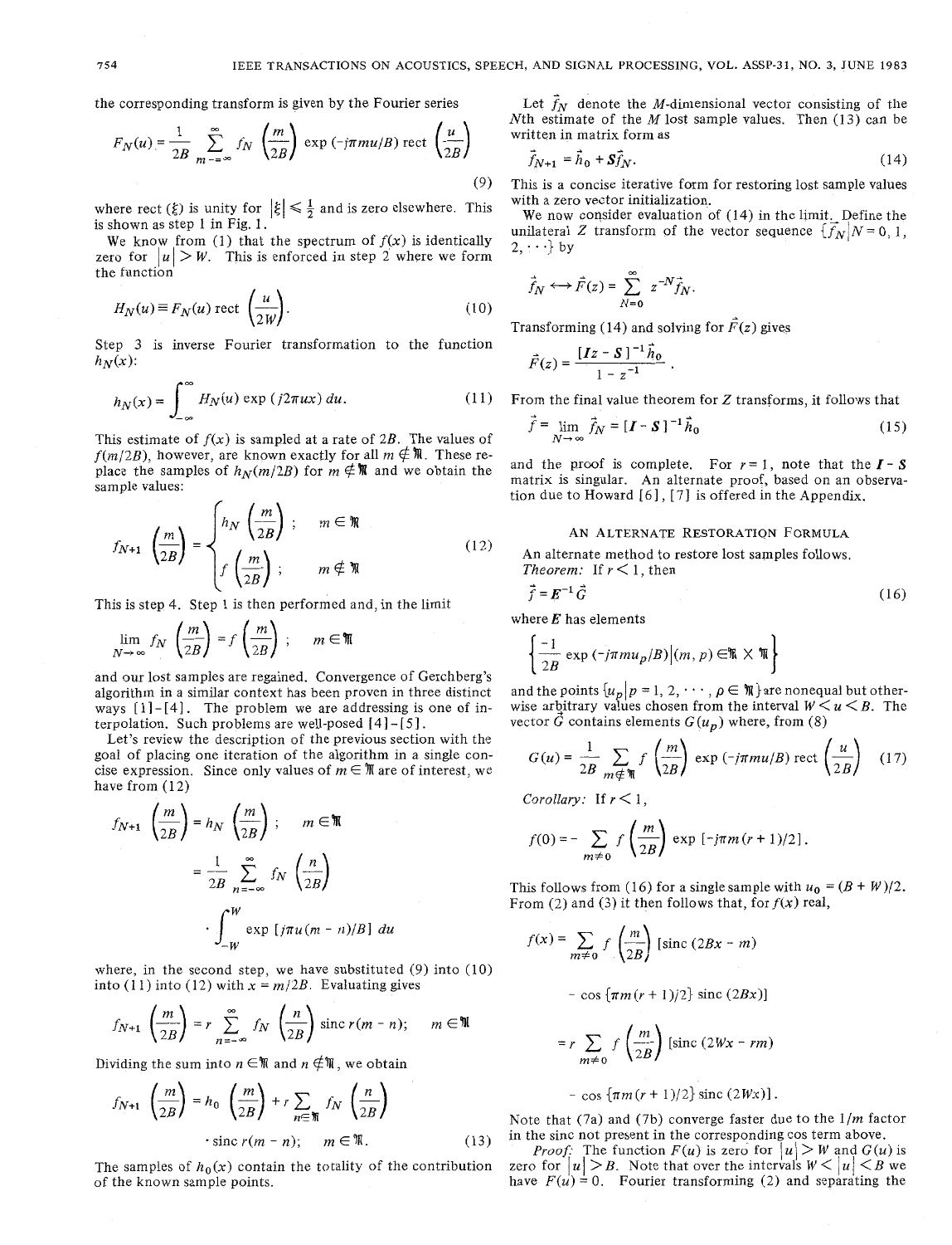the corresponding transform is given by the Fourier series

$$F_N(u) = \frac{1}{2B} \sum_{m=-\infty}^{\infty} f_N\left(\frac{m}{2B}\right) \exp(-j\pi mu/B) \operatorname{rect}\left(\frac{u}{2B}\right) \tag{9}$$

where rect $(\xi)$ is unity for $|\xi| \leq \frac{1}{2}$ and is zero elsewhere. This is shown as step 1 in Fig. 1.

We know from (1) that the spectrum of $f(x)$ is identically zero for $|u| > W$. This is enforced in step 2 where we form the function

$$H_N(u) \equiv F_N(u) \operatorname{rect}\left(\frac{u}{2W}\right). \tag{10}$$

Step 3 is inverse Fourier transformation to the function $h_N(x)$:

$$h_N(x) = \int_{-\infty}^{\infty} H_N(u) \exp(j2\pi ux)\, du. \tag{11}$$

This estimate of $f(x)$ is sampled at a rate of $2B$. The values of $f(m/2B)$, however, are known exactly for all $m \notin \mathfrak{M}$. These replace the samples of $h_N(m/2B)$ for $m \notin \mathfrak{M}$ and we obtain the sample values:

$$f_{N+1}\left(\frac{m}{2B}\right) = \begin{cases} h_N\left(\dfrac{m}{2B}\right); & m \in \mathfrak{M} \\ f\left(\dfrac{m}{2B}\right); & m \notin \mathfrak{M} \end{cases} \tag{12}$$

This is step 4. Step 1 is then performed and, in the limit

$$\lim_{N\to\infty} f_N\left(\frac{m}{2B}\right) = f\left(\frac{m}{2B}\right); \quad m \in \mathfrak{M}$$

and our lost samples are regained. Convergence of Gerchberg's algorithm in a similar context has been proven in three distinct ways [1]-[4]. The problem we are addressing is one of interpolation. Such problems are well-posed [4]-[5].

Let's review the description of the previous section with the goal of placing one iteration of the algorithm in a single concise expression. Since only values of $m \in \mathfrak{M}$ are of interest, we have from (12)

$$\begin{aligned} f_{N+1}\left(\frac{m}{2B}\right) &= h_N\left(\frac{m}{2B}\right); \quad m \in \mathfrak{M} \\ &= \frac{1}{2B} \sum_{n=-\infty}^{\infty} f_N\left(\frac{n}{2B}\right) \\ &\quad \cdot \int_{-W}^{W} \exp[j\pi u(m-n)/B]\, du \end{aligned}$$

where, in the second step, we have substituted (9) into (10) into (11) into (12) with $x = m/2B$. Evaluating gives

$$f_{N+1}\left(\frac{m}{2B}\right) = r \sum_{n=-\infty}^{\infty} f_N\left(\frac{n}{2B}\right) \operatorname{sinc} r(m-n); \quad m \in \mathfrak{M}$$

Dividing the sum into $n \in \mathfrak{M}$ and $n \notin \mathfrak{M}$, we obtain

$$f_{N+1}\left(\frac{m}{2B}\right) = h_0\left(\frac{m}{2B}\right) + r \sum_{n \in \mathfrak{M}} f_N\left(\frac{n}{2B}\right) \cdot \operatorname{sinc} r(m-n); \quad m \in \mathfrak{M}. \tag{13}$$

The samples of $h_0(x)$ contain the totality of the contribution of the known sample points.

Let $\vec{f}_N$ denote the $M$-dimensional vector consisting of the $N$th estimate of the $M$ lost sample values. Then (13) can be written in matrix form as

$$\vec{f}_{N+1} = \vec{h}_0 + \boldsymbol{S}\vec{f}_N. \tag{14}$$

This is a concise iterative form for restoring lost sample values with a zero vector initialization.

We now consider evaluation of (14) in the limit. Define the unilateral $Z$ transform of the vector sequence $\{\vec{f}_N | N = 0, 1, 2, \cdots\}$ by

$$\vec{f}_N \leftrightarrow \vec{F}(z) = \sum_{N=0}^{\infty} z^{-N} \vec{f}_N.$$

Transforming (14) and solving for $\vec{F}(z)$ gives

$$\vec{F}(z) = \frac{[\boldsymbol{I}z - \boldsymbol{S}]^{-1} \vec{h}_0}{1 - z^{-1}}.$$

From the final value theorem for $Z$ transforms, it follows that

$$\vec{f} = \lim_{N\to\infty} \vec{f}_N = [\boldsymbol{I} - \boldsymbol{S}]^{-1} \vec{h}_0 \tag{15}$$

and the proof is complete. For $r = 1$, note that the $\boldsymbol{I} - \boldsymbol{S}$ matrix is singular. An alternate proof, based on an observation due to Howard [6], [7] is offered in the Appendix.

## AN ALTERNATE RESTORATION FORMULA

An alternate method to restore lost samples follows.

*Theorem:* If $r < 1$, then

$$\vec{f} = \boldsymbol{E}^{-1} \vec{G} \tag{16}$$

where $\boldsymbol{E}$ has elements

$$\left\{ \frac{-1}{2B} \exp(-j\pi m u_p / B) \Big| (m, p) \in \mathfrak{M} \times \mathfrak{M} \right\}$$

and the points $\{u_p | p = 1, 2, \cdots, p \in \mathfrak{M}\}$ are nonequal but otherwise arbitrary values chosen from the interval $W < u < B$. The vector $\vec{G}$ contains elements $G(u_p)$ where, from (8)

$$G(u) = \frac{1}{2B} \sum_{m \notin \mathfrak{M}} f\left(\frac{m}{2B}\right) \exp(-j\pi mu/B) \operatorname{rect}\left(\frac{u}{2B}\right) \tag{17}$$

*Corollary:* If $r < 1$,

$$f(0) = -\sum_{m \neq 0} f\left(\frac{m}{2B}\right) \exp[-j\pi m(r+1)/2].$$

This follows from (16) for a single sample with $u_0 = (B + W)/2$. From (2) and (3) it then follows that, for $f(x)$ real,

$$\begin{aligned} f(x) &= \sum_{m \neq 0} f\left(\frac{m}{2B}\right) [\operatorname{sinc}(2Bx - m) \\ &\quad - \cos\{\pi m(r+1)/2\} \operatorname{sinc}(2Bx)] \\ &= r \sum_{m \neq 0} f\left(\frac{m}{2B}\right) [\operatorname{sinc}(2Wx - rm) \\ &\quad - \cos\{\pi m(r+1)/2\} \operatorname{sinc}(2Wx)]. \end{aligned}$$

Note that (7a) and (7b) converge faster due to the $1/m$ factor in the sinc not present in the corresponding cos term above.

*Proof:* The function $F(u)$ is zero for $|u| > W$ and $G(u)$ is zero for $|u| > B$. Note that over the intervals $W < |u| < B$ we have $F(u) = 0$. Fourier transforming (2) and separating the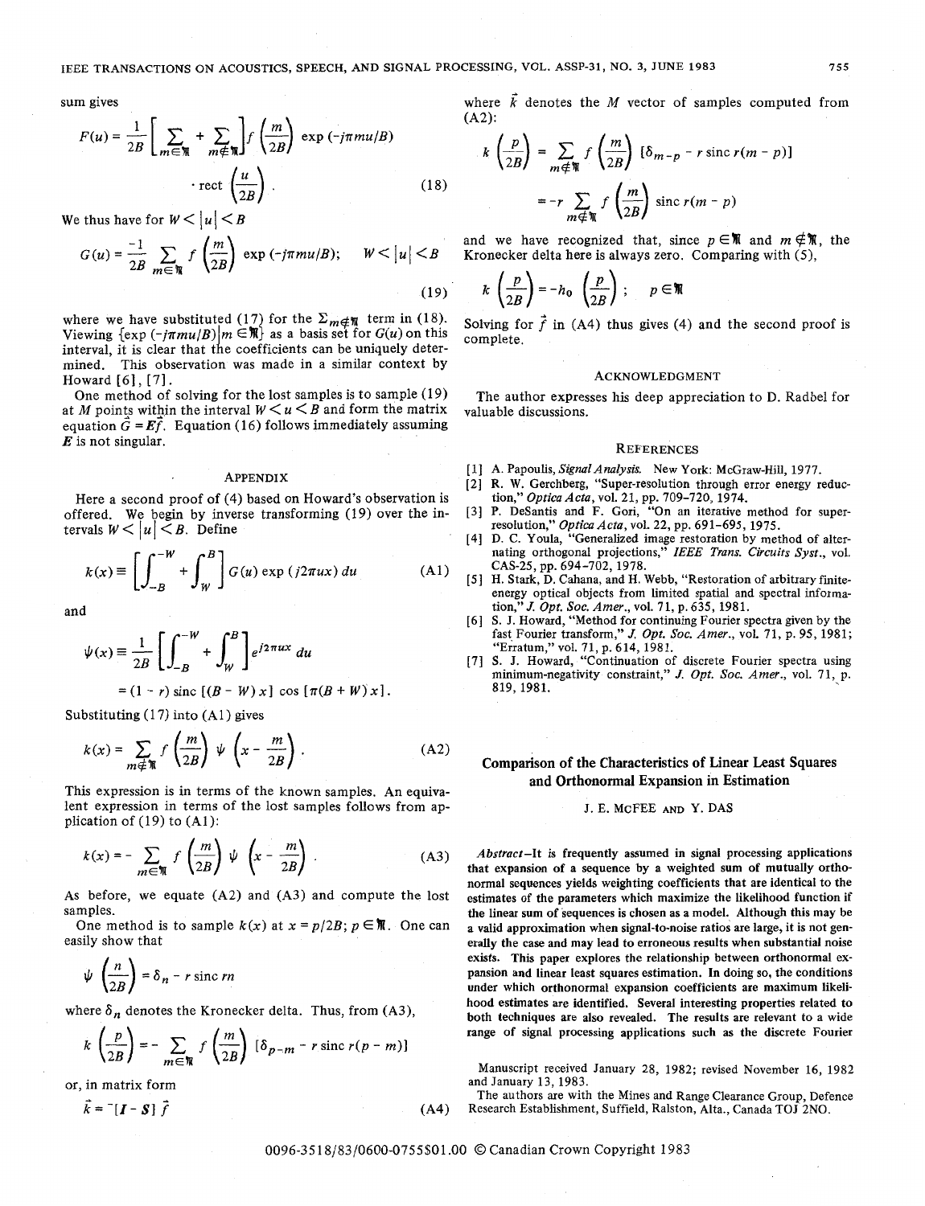sum gives

$$F(u) = \frac{1}{2B}\left[\sum_{m\in\mathfrak{M}} + \sum_{m\notin\mathfrak{M}}\right] f\left(\frac{m}{2B}\right) \exp(-j\pi mu/B) \cdot \operatorname{rect}\left(\frac{u}{2B}\right). \tag{18}$$

We thus have for $W < |u| < B$

$$G(u) = \frac{-1}{2B}\sum_{m\in\mathfrak{M}} f\left(\frac{m}{2B}\right)\exp(-j\pi mu/B); \quad W < |u| < B \tag{19}$$

where we have substituted (17) for the $\Sigma_{m\notin\mathfrak{M}}$ term in (18). Viewing $\{\exp(-j\pi mu/B)|m \in \mathfrak{M}\}$ as a basis set for $G(u)$ on this interval, it is clear that the coefficients can be uniquely determined. This observation was made in a similar context by Howard [6], [7].

One method of solving for the lost samples is to sample (19) at $M$ points within the interval $W < u < B$ and form the matrix equation $\vec{G} = \boldsymbol{E}\vec{f}$. Equation (16) follows immediately assuming $\boldsymbol{E}$ is not singular.

## Appendix

Here a second proof of (4) based on Howard's observation is offered. We begin by inverse transforming (19) over the intervals $W < |u| < B$. Define

$$k(x) \equiv \left[\int_{-B}^{-W} + \int_{W}^{B}\right] G(u)\exp(j2\pi ux)\,du \tag{A1}$$

and

$$\psi(x) \equiv \frac{1}{2B}\left[\int_{-B}^{-W} + \int_{W}^{B}\right] e^{j2\pi ux}\,du$$

$$= (1 - r)\operatorname{sinc}[(B - W)x]\cos[\pi(B + W)x].$$

Substituting (17) into (A1) gives

$$k(x) = \sum_{m\notin\mathfrak{M}} f\left(\frac{m}{2B}\right)\psi\left(x - \frac{m}{2B}\right). \tag{A2}$$

This expression is in terms of the known samples. An equivalent expression in terms of the lost samples follows from application of (19) to (A1):

$$k(x) = -\sum_{m\in\mathfrak{M}} f\left(\frac{m}{2B}\right)\psi\left(x - \frac{m}{2B}\right). \tag{A3}$$

As before, we equate (A2) and (A3) and compute the lost samples.

One method is to sample $k(x)$ at $x = p/2B$; $p \in \mathfrak{M}$. One can easily show that

$$\psi\left(\frac{n}{2B}\right) = \delta_n - r\operatorname{sinc} rn$$

where $\delta_n$ denotes the Kronecker delta. Thus, from (A3),

$$k\left(\frac{p}{2B}\right) = -\sum_{m\in\mathfrak{M}} f\left(\frac{m}{2B}\right)[\delta_{p-m} - r\operatorname{sinc} r(p - m)]$$

or, in matrix form

$$\vec{k} = -[\boldsymbol{I} - \boldsymbol{S}]\vec{f} \tag{A4}$$

where $\vec{k}$ denotes the $M$ vector of samples computed from (A2):

$$k\left(\frac{p}{2B}\right) = \sum_{m\notin\mathfrak{M}} f\left(\frac{m}{2B}\right)[\delta_{m-p} - r\operatorname{sinc} r(m - p)]$$

$$= -r\sum_{m\notin\mathfrak{M}} f\left(\frac{m}{2B}\right)\operatorname{sinc} r(m - p)$$

and we have recognized that, since $p \in \mathfrak{M}$ and $m \notin \mathfrak{M}$, the Kronecker delta here is always zero. Comparing with (5),

$$k\left(\frac{p}{2B}\right) = -h_0\left(\frac{p}{2B}\right); \quad p \in \mathfrak{M}$$

Solving for $\vec{f}$ in (A4) thus gives (4) and the second proof is complete.

## Acknowledgment

The author expresses his deep appreciation to D. Radbel for valuable discussions.

## References

[1] A. Papoulis, *Signal Analysis.* New York: McGraw-Hill, 1977.

[2] R. W. Gerchberg, "Super-resolution through error energy reduction," *Optica Acta*, vol. 21, pp. 709-720, 1974.

[3] P. DeSantis and F. Gori, "On an iterative method for super-resolution," *Optica Acta*, vol. 22, pp. 691-695, 1975.

[4] D. C. Youla, "Generalized image restoration by method of alternating orthogonal projections," *IEEE Trans. Circuits Syst.*, vol. CAS-25, pp. 694-702, 1978.

[5] H. Stark, D. Cahana, and H. Webb, "Restoration of arbitrary finite-energy optical objects from limited spatial and spectral information," *J. Opt. Soc. Amer.*, vol. 71, p. 635, 1981.

[6] S. J. Howard, "Method for continuing Fourier spectra given by the fast Fourier transform," *J. Opt. Soc. Amer.*, vol. 71, p. 95, 1981; "Erratum," vol. 71, p. 614, 1981.

[7] S. J. Howard, "Continuation of discrete Fourier spectra using minimum-negativity constraint," *J. Opt. Soc. Amer.*, vol. 71, p. 819, 1981.

# Comparison of the Characteristics of Linear Least Squares and Orthonormal Expansion in Estimation

J. E. McFEE AND Y. DAS

***Abstract*—It is frequently assumed in signal processing applications that expansion of a sequence by a weighted sum of mutually orthonormal sequences yields weighting coefficients that are identical to the estimates of the parameters which maximize the likelihood function if the linear sum of sequences is chosen as a model. Although this may be a valid approximation when signal-to-noise ratios are large, it is not generally the case and may lead to erroneous results when substantial noise exists. This paper explores the relationship between orthonormal expansion and linear least squares estimation. In doing so, the conditions under which orthonormal expansion coefficients are maximum likelihood estimates are identified. Several interesting properties related to both techniques are also revealed. The results are relevant to a wide range of signal processing applications such as the discrete Fourier**

Manuscript received January 28, 1982; revised November 16, 1982 and January 13, 1983.

The authors are with the Mines and Range Clearance Group, Defence Research Establishment, Suffield, Ralston, Alta., Canada T0J 2N0.

0096-3518/83/0600-0755$01.00 © Canadian Crown Copyright 1983